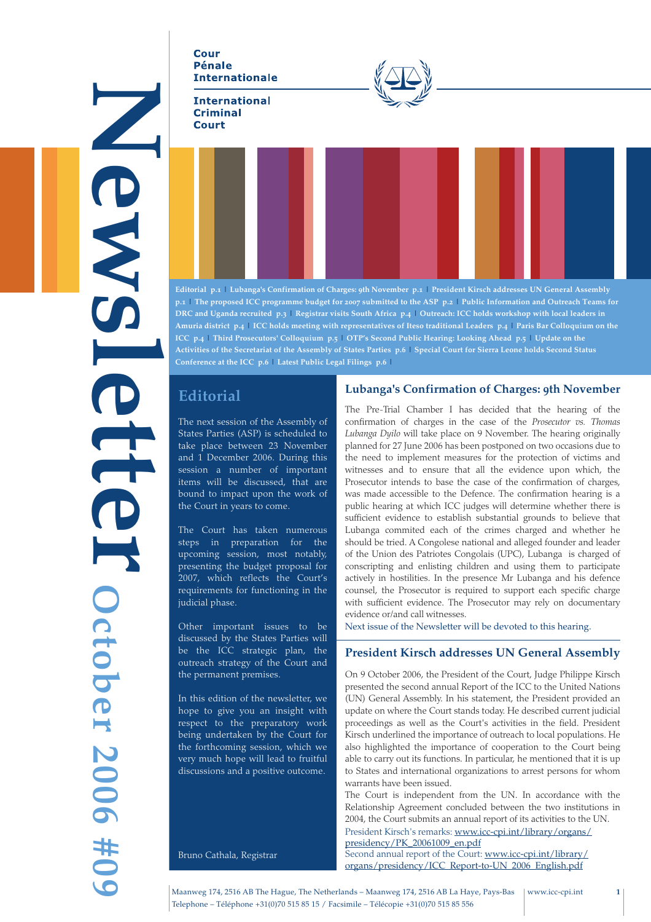Cour Pénale Internationale

International Criminal Court

# Newsletter October 2006 #09

Editorial p.1 | Lubanga's Confirmation of Charges: 9th November p.1 | President Kirsch addresses UN General Assembly p.1 | The proposed ICC programme budget for 2007 submitted to the ASP p.2 | Public Information and Outreach Teams for DRC and Uganda recruited p.3 | Registrar visits South Africa p.4 | Outreach: ICC holds workshop with local leaders in Amuria district p.4 | ICC holds meeting with representatives of Iteso traditional Leaders p.4 | Paris Bar Colloquium on the ICC p.4 | Third Prosecutors' Colloquium p.5 | OTP's Second Public Hearing: Looking Ahead p.5 | Update on the Activities of the Secretariat of the Assembly of States Parties p.6 | Special Court for Sierra Leone holds Second Status Conference at the ICC p.6 | Latest Public Legal Filings p.6 |

## Editorial

The next session of the Assembly of States Parties (ASP) is scheduled to take place between 23 November and 1 December 2006. During this session a number of important items will be discussed, that are bound to impact upon the work of the Court in years to come.

The Court has taken numerous steps in preparation for the upcoming session, most notably, presenting the budget proposal for 2007, which reflects the Court's requirements for functioning in the judicial phase.

Other important issues to be discussed by the States Parties will be the ICC strategic plan, the outreach strategy of the Court and the permanent premises.

In this edition of the newsletter, we hope to give you an insight with respect to the preparatory work being undertaken by the Court for the forthcoming session, which we very much hope will lead to fruitful discussions and a positive outcome.

Bruno Cathala, Registrar

## Lubanga's Confirmation of Charges: 9th November

The Pre-Trial Chamber I has decided that the hearing of the confirmation of charges in the case of the *Prosecutor vs. Thomas Lubanga Dyilo* will take place on 9 November. The hearing originally planned for 27 June 2006 has been postponed on two occasions due to the need to implement measures for the protection of victims and witnesses and to ensure that all the evidence upon which, the Prosecutor intends to base the case of the confirmation of charges, was made accessible to the Defence. The confirmation hearing is a public hearing at which ICC judges will determine whether there is sufficient evidence to establish substantial grounds to believe that Lubanga commited each of the crimes charged and whether he should be tried. A Congolese national and alleged founder and leader of the Union des Patriotes Congolais (UPC), Lubanga is charged of conscripting and enlisting children and using them to participate actively in hostilities. In the presence Mr Lubanga and his defence counsel, the Prosecutor is required to support each specific charge with sufficient evidence. The Prosecutor may rely on documentary evidence or/and call witnesses.

Next issue of the Newsletter will be devoted to this hearing.

## President Kirsch addresses UN General Assembly

On 9 October 2006, the President of the Court, Judge Philippe Kirsch presented the second annual Report of the ICC to the United Nations (UN) General Assembly. In his statement, the President provided an update on where the Court stands today. He described current judicial proceedings as well as the Court's activities in the field. President Kirsch underlined the importance of outreach to local populations. He also highlighted the importance of cooperation to the Court being able to carry out its functions. In particular, he mentioned that it is up to States and international organizations to arrest persons for whom warrants have been issued.

The Court is independent from the UN. In accordance with the Relationship Agreement concluded between the two institutions in 2004, the Court submits an annual report of its activities to the UN.

President Kirsch's remarks: www.icc-cpi.int/library/organs/presidency/PK_20061009_en.pdf

Second annual report of the Court: www.icc-cpi.int/library/organs/presidency/ICC_Report-to-UN_2006_English.pdf

Maanweg 174, 2516 AB The Hague, The Netherlands – Maanweg 174, 2516 AB La Haye, Pays-Bas | www.icc-cpi.int
Telephone – Téléphone +31(0)70 515 85 15 / Facsimile – Télécopie +31(0)70 515 85 556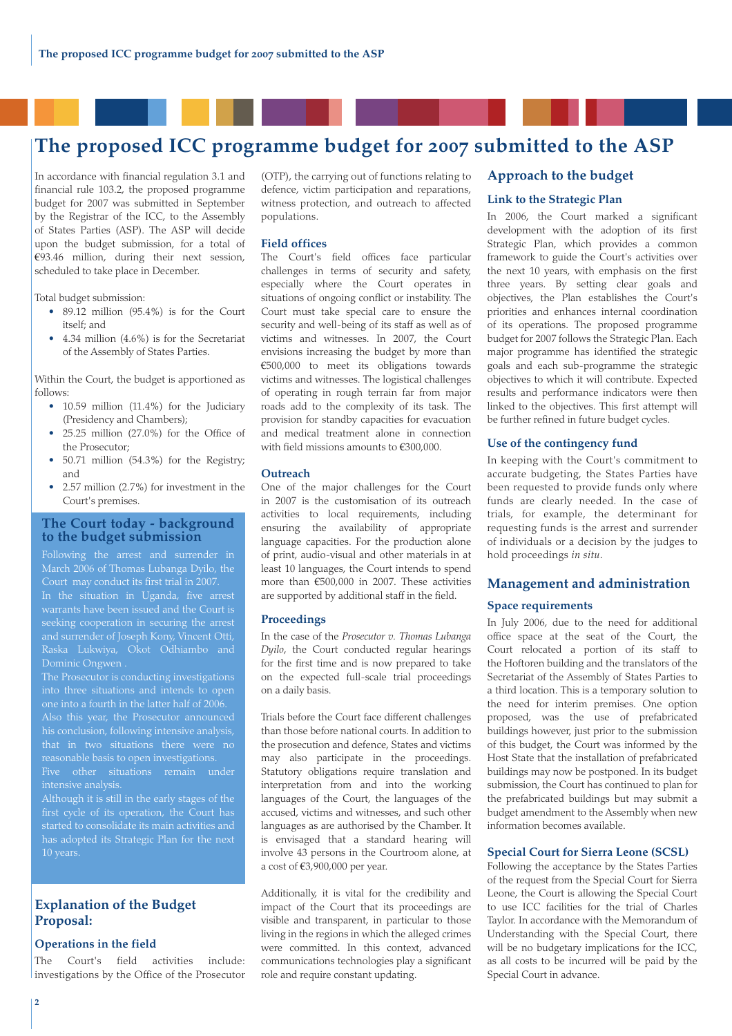# The proposed ICC programme budget for 2007 submitted to the ASP

In accordance with financial regulation 3.1 and financial rule 103.2, the proposed programme budget for 2007 was submitted in September by the Registrar of the ICC, to the Assembly of States Parties (ASP). The ASP will decide upon the budget submission, for a total of €93.46 million, during their next session, scheduled to take place in December.

Total budget submission:

- 89.12 million (95.4%) is for the Court itself; and
- 4.34 million (4.6%) is for the Secretariat of the Assembly of States Parties.

Within the Court, the budget is apportioned as follows:

- 10.59 million (11.4%) for the Judiciary (Presidency and Chambers);
- 25.25 million (27.0%) for the Office of the Prosecutor;
- 50.71 million (54.3%) for the Registry; and
- 2.57 million (2.7%) for investment in the Court's premises.

## The Court today - background to the budget submission

Following the arrest and surrender in March 2006 of Thomas Lubanga Dyilo, the Court may conduct its first trial in 2007.

In the situation in Uganda, five arrest warrants have been issued and the Court is seeking cooperation in securing the arrest and surrender of Joseph Kony, Vincent Otti, Raska Lukwiya, Okot Odhiambo and Dominic Ongwen .

The Prosecutor is conducting investigations into three situations and intends to open one into a fourth in the latter half of 2006.

Also this year, the Prosecutor announced his conclusion, following intensive analysis, that in two situations there were no reasonable basis to open investigations.

Five other situations remain under intensive analysis.

Although it is still in the early stages of the first cycle of its operation, the Court has started to consolidate its main activities and has adopted its Strategic Plan for the next 10 years.

## Explanation of the Budget Proposal:

### Operations in the field

The Court's field activities include: investigations by the Office of the Prosecutor (OTP), the carrying out of functions relating to defence, victim participation and reparations, witness protection, and outreach to affected populations.

### Field offices

The Court's field offices face particular challenges in terms of security and safety, especially where the Court operates in situations of ongoing conflict or instability. The Court must take special care to ensure the security and well-being of its staff as well as of victims and witnesses. In 2007, the Court envisions increasing the budget by more than €500,000 to meet its obligations towards victims and witnesses. The logistical challenges of operating in rough terrain far from major roads add to the complexity of its task. The provision for standby capacities for evacuation and medical treatment alone in connection with field missions amounts to €300,000.

### Outreach

One of the major challenges for the Court in 2007 is the customisation of its outreach activities to local requirements, including ensuring the availability of appropriate language capacities. For the production alone of print, audio-visual and other materials in at least 10 languages, the Court intends to spend more than €500,000 in 2007. These activities are supported by additional staff in the field.

### Proceedings

In the case of the *Prosecutor v. Thomas Lubanga Dyilo*, the Court conducted regular hearings for the first time and is now prepared to take on the expected full-scale trial proceedings on a daily basis.

Trials before the Court face different challenges than those before national courts. In addition to the prosecution and defence, States and victims may also participate in the proceedings. Statutory obligations require translation and interpretation from and into the working languages of the Court, the languages of the accused, victims and witnesses, and such other languages as are authorised by the Chamber. It is envisaged that a standard hearing will involve 43 persons in the Courtroom alone, at a cost of €3,900,000 per year.

Additionally, it is vital for the credibility and impact of the Court that its proceedings are visible and transparent, in particular to those living in the regions in which the alleged crimes were committed. In this context, advanced communications technologies play a significant role and require constant updating.

## Approach to the budget

### Link to the Strategic Plan

In 2006, the Court marked a significant development with the adoption of its first Strategic Plan, which provides a common framework to guide the Court's activities over the next 10 years, with emphasis on the first three years. By setting clear goals and objectives, the Plan establishes the Court's priorities and enhances internal coordination of its operations. The proposed programme budget for 2007 follows the Strategic Plan. Each major programme has identified the strategic goals and each sub-programme the strategic objectives to which it will contribute. Expected results and performance indicators were then linked to the objectives. This first attempt will be further refined in future budget cycles.

### Use of the contingency fund

In keeping with the Court's commitment to accurate budgeting, the States Parties have been requested to provide funds only where funds are clearly needed. In the case of trials, for example, the determinant for requesting funds is the arrest and surrender of individuals or a decision by the judges to hold proceedings *in situ*.

## Management and administration

### Space requirements

In July 2006, due to the need for additional office space at the seat of the Court, the Court relocated a portion of its staff to the Hoftoren building and the translators of the Secretariat of the Assembly of States Parties to a third location. This is a temporary solution to the need for interim premises. One option proposed, was the use of prefabricated buildings however, just prior to the submission of this budget, the Court was informed by the Host State that the installation of prefabricated buildings may now be postponed. In its budget submission, the Court has continued to plan for the prefabricated buildings but may submit a budget amendment to the Assembly when new information becomes available.

### Special Court for Sierra Leone (SCSL)

Following the acceptance by the States Parties of the request from the Special Court for Sierra Leone, the Court is allowing the Special Court to use ICC facilities for the trial of Charles Taylor. In accordance with the Memorandum of Understanding with the Special Court, there will be no budgetary implications for the ICC, as all costs to be incurred will be paid by the Special Court in advance.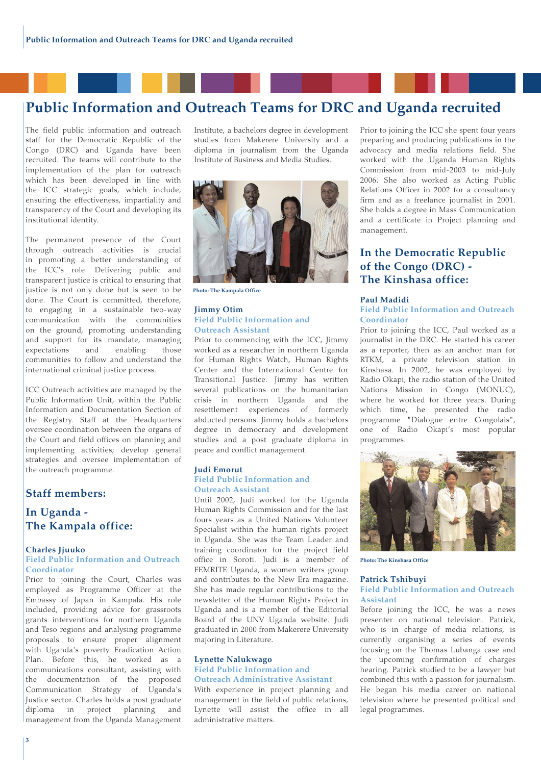# Public Information and Outreach Teams for DRC and Uganda recruited

The field public information and outreach staff for the Democratic Republic of the Congo (DRC) and Uganda have been recruited. The teams will contribute to the implementation of the plan for outreach which has been developed in line with the ICC strategic goals, which include, ensuring the effectiveness, impartiality and transparency of the Court and developing its institutional identity.

The permanent presence of the Court through outreach activities is crucial in promoting a better understanding of the ICC's role. Delivering public and transparent justice is critical to ensuring that justice is not only done but is seen to be done. The Court is committed, therefore, to engaging in a sustainable two-way communication with the communities on the ground, promoting understanding and support for its mandate, managing expectations and enabling those communities to follow and understand the international criminal justice process.

ICC Outreach activities are managed by the Public Information Unit, within the Public Information and Documentation Section of the Registry. Staff at the Headquarters oversee coordination between the organs of the Court and field offices on planning and implementing activities; develop general strategies and oversee implementation of the outreach programme.

## Staff members:

## In Uganda - The Kampala office:

**Charles Jjuuko**
**Field Public Information and Outreach Coordinator**

Prior to joining the Court, Charles was employed as Programme Officer at the Embassy of Japan in Kampala. His role included, providing advice for grassroots grants interventions for northern Uganda and Teso regions and analysing programme proposals to ensure proper alignment with Uganda's poverty Eradication Action Plan. Before this, he worked as a communications consultant, assisting with the documentation of the proposed Communication Strategy of Uganda's Justice sector. Charles holds a post graduate diploma in project planning and management from the Uganda Management Institute, a bachelors degree in development studies from Makerere University and a diploma in journalism from the Uganda Institute of Business and Media Studies.

Photo: The Kampala Office

**Jimmy Otim**
**Field Public Information and Outreach Assistant**

Prior to commencing with the ICC, Jimmy worked as a researcher in northern Uganda for Human Rights Watch, Human Rights Center and the International Centre for Transitional Justice. Jimmy has written several publications on the humanitarian crisis in northern Uganda and the resettlement experiences of formerly abducted persons. Jimmy holds a bachelors degree in democracy and development studies and a post graduate diploma in peace and conflict management.

**Judi Emorut**
**Field Public Information and Outreach Assistant**

Until 2002, Judi worked for the Uganda Human Rights Commission and for the last fours years as a United Nations Volunteer Specialist within the human rights project in Uganda. She was the Team Leader and training coordinator for the project field office in Soroti. Judi is a member of FEMRITE Uganda, a women writers group and contributes to the New Era magazine. She has made regular contributions to the newsletter of the Human Rights Project in Uganda and is a member of the Editorial Board of the UNV Uganda website. Judi graduated in 2000 from Makerere University majoring in Literature.

**Lynette Nalukwago**
**Field Public Information and Outreach Administrative Assistant**

With experience in project planning and management in the field of public relations, Lynette will assist the office in all administrative matters. Prior to joining the ICC she spent four years preparing and producing publications in the advocacy and media relations field. She worked with the Uganda Human Rights Commission from mid-2003 to mid-July 2006. She also worked as Acting Public Relations Officer in 2002 for a consultancy firm and as a freelance journalist in 2001. She holds a degree in Mass Communication and a certificate in Project planning and management.

## In the Democratic Republic of the Congo (DRC) - The Kinshasa office:

**Paul Madidi**
**Field Public Information and Outreach Coordinator**

Prior to joining the ICC, Paul worked as a journalist in the DRC. He started his career as a reporter, then as an anchor man for RTKM, a private television station in Kinshasa. In 2002, he was employed by Radio Okapi, the radio station of the United Nations Mission in Congo (MONUC), where he worked for three years. During which time, he presented the radio programme "Dialogue entre Congolais", one of Radio Okapi's most popular programmes.

Photo: The Kinshasa Office

**Patrick Tshibuyi**
**Field Public Information and Outreach Assistant**

Before joining the ICC, he was a news presenter on national television. Patrick, who is in charge of media relations, is currently organising a series of events focusing on the Thomas Lubanga case and the upcoming confirmation of charges hearing. Patrick studied to be a lawyer but combined this with a passion for journalism. He began his media career on national television where he presented political and legal programmes.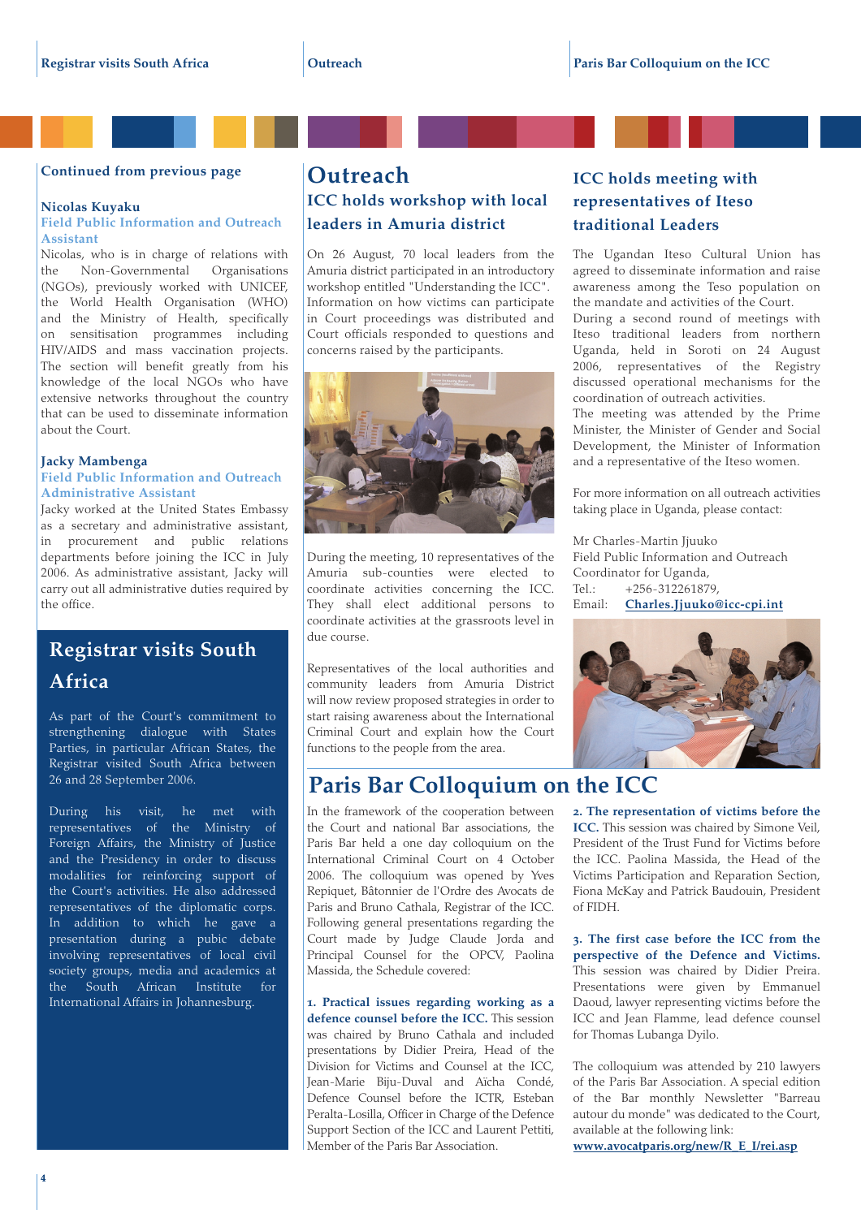Continued from previous page

**Nicolas Kuyaku**
**Field Public Information and Outreach Assistant**

Nicolas, who is in charge of relations with the Non-Governmental Organisations (NGOs), previously worked with UNICEF, the World Health Organisation (WHO) and the Ministry of Health, specifically on sensitisation programmes including HIV/AIDS and mass vaccination projects. The section will benefit greatly from his knowledge of the local NGOs who have extensive networks throughout the country that can be used to disseminate information about the Court.

**Jacky Mambenga**
**Field Public Information and Outreach Administrative Assistant**

Jacky worked at the United States Embassy as a secretary and administrative assistant, in procurement and public relations departments before joining the ICC in July 2006. As administrative assistant, Jacky will carry out all administrative duties required by the office.

## Registrar visits South Africa

As part of the Court's commitment to strengthening dialogue with States Parties, in particular African States, the Registrar visited South Africa between 26 and 28 September 2006.

During his visit, he met with representatives of the Ministry of Foreign Affairs, the Ministry of Justice and the Presidency in order to discuss modalities for reinforcing support of the Court's activities. He also addressed representatives of the diplomatic corps. In addition to which he gave a presentation during a public debate involving representatives of local civil society groups, media and academics at the South African Institute for International Affairs in Johannesburg.

# Outreach

## ICC holds workshop with local leaders in Amuria district

On 26 August, 70 local leaders from the Amuria district participated in an introductory workshop entitled "Understanding the ICC". Information on how victims can participate in Court proceedings was distributed and Court officials responded to questions and concerns raised by the participants.

During the meeting, 10 representatives of the Amuria sub-counties were elected to coordinate activities concerning the ICC. They shall elect additional persons to coordinate activities at the grassroots level in due course.

Representatives of the local authorities and community leaders from Amuria District will now review proposed strategies in order to start raising awareness about the International Criminal Court and explain how the Court functions to the people from the area.

## ICC holds meeting with representatives of Iteso traditional Leaders

The Ugandan Iteso Cultural Union has agreed to disseminate information and raise awareness among the Teso population on the mandate and activities of the Court.

During a second round of meetings with Iteso traditional leaders from northern Uganda, held in Soroti on 24 August 2006, representatives of the Registry discussed operational mechanisms for the coordination of outreach activities.

The meeting was attended by the Prime Minister, the Minister of Gender and Social Development, the Minister of Information and a representative of the Iteso women.

For more information on all outreach activities taking place in Uganda, please contact:

Mr Charles-Martin Jjuuko
Field Public Information and Outreach Coordinator for Uganda,
Tel.: +256-312261879,
Email: Charles.Jjuuko@icc-cpi.int

## Paris Bar Colloquium on the ICC

In the framework of the cooperation between the Court and national Bar associations, the Paris Bar held a one day colloquium on the International Criminal Court on 4 October 2006. The colloquium was opened by Yves Repiquet, Bâtonnier de l'Ordre des Avocats de Paris and Bruno Cathala, Registrar of the ICC. Following general presentations regarding the Court made by Judge Claude Jorda and Principal Counsel for the OPCV, Paolina Massida, the Schedule covered:

**1. Practical issues regarding working as a defence counsel before the ICC.** This session was chaired by Bruno Cathala and included presentations by Didier Preira, Head of the Division for Victims and Counsel at the ICC, Jean-Marie Biju-Duval and Aïcha Condé, Defence Counsel before the ICTR, Esteban Peralta-Losilla, Officer in Charge of the Defence Support Section of the ICC and Laurent Pettiti, Member of the Paris Bar Association.

**2. The representation of victims before the ICC.** This session was chaired by Simone Veil, President of the Trust Fund for Victims before the ICC. Paolina Massida, the Head of the Victims Participation and Reparation Section, Fiona McKay and Patrick Baudouin, President of FIDH.

**3. The first case before the ICC from the perspective of the Defence and Victims.** This session was chaired by Didier Preira. Presentations were given by Emmanuel Daoud, lawyer representing victims before the ICC and Jean Flamme, lead defence counsel for Thomas Lubanga Dyilo.

The colloquium was attended by 210 lawyers of the Paris Bar Association. A special edition of the Bar monthly Newsletter "Barreau autour du monde" was dedicated to the Court, available at the following link:
www.avocatparis.org/new/R_E_I/rei.asp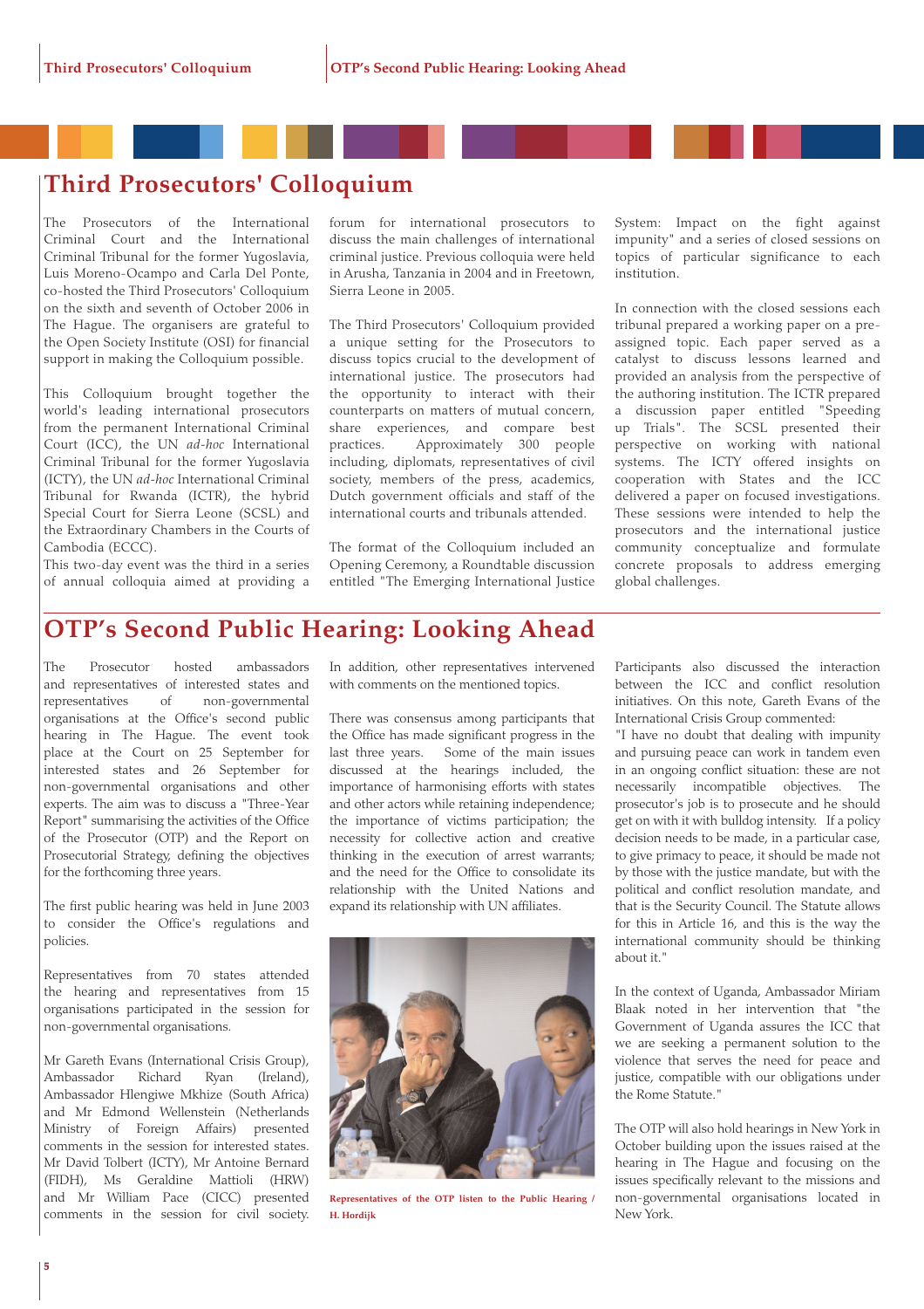# Third Prosecutors' Colloquium

The Prosecutors of the International Criminal Court and the International Criminal Tribunal for the former Yugoslavia, Luis Moreno-Ocampo and Carla Del Ponte, co-hosted the Third Prosecutors' Colloquium on the sixth and seventh of October 2006 in The Hague. The organisers are grateful to the Open Society Institute (OSI) for financial support in making the Colloquium possible.

This Colloquium brought together the world's leading international prosecutors from the permanent International Criminal Court (ICC), the UN *ad-hoc* International Criminal Tribunal for the former Yugoslavia (ICTY), the UN *ad-hoc* International Criminal Tribunal for Rwanda (ICTR), the hybrid Special Court for Sierra Leone (SCSL) and the Extraordinary Chambers in the Courts of Cambodia (ECCC).
This two-day event was the third in a series of annual colloquia aimed at providing a forum for international prosecutors to discuss the main challenges of international criminal justice. Previous colloquia were held in Arusha, Tanzania in 2004 and in Freetown, Sierra Leone in 2005.

The Third Prosecutors' Colloquium provided a unique setting for the Prosecutors to discuss topics crucial to the development of international justice. The prosecutors had the opportunity to interact with their counterparts on matters of mutual concern, share experiences, and compare best practices. Approximately 300 people including, diplomats, representatives of civil society, members of the press, academics, Dutch government officials and staff of the international courts and tribunals attended.

The format of the Colloquium included an Opening Ceremony, a Roundtable discussion entitled "The Emerging International Justice System: Impact on the fight against impunity" and a series of closed sessions on topics of particular significance to each institution.

In connection with the closed sessions each tribunal prepared a working paper on a pre-assigned topic. Each paper served as a catalyst to discuss lessons learned and provided an analysis from the perspective of the authoring institution. The ICTR prepared a discussion paper entitled "Speeding up Trials". The SCSL presented their perspective on working with national systems. The ICTY offered insights on cooperation with States and the ICC delivered a paper on focused investigations. These sessions were intended to help the prosecutors and the international justice community conceptualize and formulate concrete proposals to address emerging global challenges.

# OTP's Second Public Hearing: Looking Ahead

The Prosecutor hosted ambassadors and representatives of interested states and representatives of non-governmental organisations at the Office's second public hearing in The Hague. The event took place at the Court on 25 September for interested states and 26 September for non-governmental organisations and other experts. The aim was to discuss a "Three-Year Report" summarising the activities of the Office of the Prosecutor (OTP) and the Report on Prosecutorial Strategy, defining the objectives for the forthcoming three years.

The first public hearing was held in June 2003 to consider the Office's regulations and policies.

Representatives from 70 states attended the hearing and representatives from 15 organisations participated in the session for non-governmental organisations.

Mr Gareth Evans (International Crisis Group), Ambassador Richard Ryan (Ireland), Ambassador Hlengiwe Mkhize (South Africa) and Mr Edmond Wellenstein (Netherlands Ministry of Foreign Affairs) presented comments in the session for interested states. Mr David Tolbert (ICTY), Mr Antoine Bernard (FIDH), Ms Geraldine Mattioli (HRW) and Mr William Pace (CICC) presented comments in the session for civil society. In addition, other representatives intervened with comments on the mentioned topics.

There was consensus among participants that the Office has made significant progress in the last three years. Some of the main issues discussed at the hearings included, the importance of harmonising efforts with states and other actors while retaining independence; the importance of victims participation; the necessity for collective action and creative thinking in the execution of arrest warrants; and the need for the Office to consolidate its relationship with the United Nations and expand its relationship with UN affiliates.

**Representatives of the OTP listen to the Public Hearing / H. Hordijk**

Participants also discussed the interaction between the ICC and conflict resolution initiatives. On this note, Gareth Evans of the International Crisis Group commented:
"I have no doubt that dealing with impunity and pursuing peace can work in tandem even in an ongoing conflict situation: these are not necessarily incompatible objectives. The prosecutor's job is to prosecute and he should get on with it with bulldog intensity. If a policy decision needs to be made, in a particular case, to give primacy to peace, it should be made not by those with the justice mandate, but with the political and conflict resolution mandate, and that is the Security Council. The Statute allows for this in Article 16, and this is the way the international community should be thinking about it."

In the context of Uganda, Ambassador Miriam Blaak noted in her intervention that "the Government of Uganda assures the ICC that we are seeking a permanent solution to the violence that serves the need for peace and justice, compatible with our obligations under the Rome Statute."

The OTP will also hold hearings in New York in October building upon the issues raised at the hearing in The Hague and focusing on the issues specifically relevant to the missions and non-governmental organisations located in New York.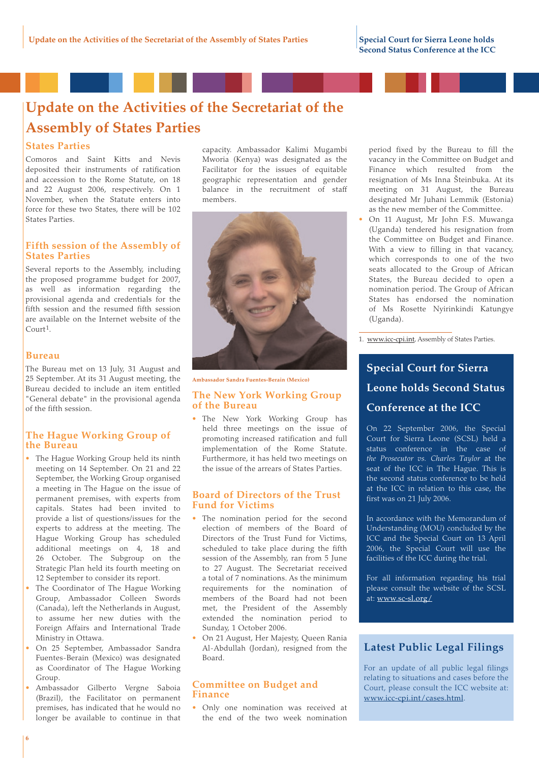# Update on the Activities of the Secretariat of the Assembly of States Parties

## States Parties

Comoros and Saint Kitts and Nevis deposited their instruments of ratification and accession to the Rome Statute, on 18 and 22 August 2006, respectively. On 1 November, when the Statute enters into force for these two States, there will be 102 States Parties.

## Fifth session of the Assembly of States Parties

Several reports to the Assembly, including the proposed programme budget for 2007, as well as information regarding the provisional agenda and credentials for the fifth session and the resumed fifth session are available on the Internet website of the Court[1].

## Bureau

The Bureau met on 13 July, 31 August and 25 September. At its 31 August meeting, the Bureau decided to include an item entitled "General debate" in the provisional agenda of the fifth session.

## The Hague Working Group of the Bureau

- The Hague Working Group held its ninth meeting on 14 September. On 21 and 22 September, the Working Group organised a meeting in The Hague on the issue of permanent premises, with experts from capitals. States had been invited to provide a list of questions/issues for the experts to address at the meeting. The Hague Working Group has scheduled additional meetings on 4, 18 and 26 October. The Subgroup on the Strategic Plan held its fourth meeting on 12 September to consider its report.
- The Coordinator of The Hague Working Group, Ambassador Colleen Swords (Canada), left the Netherlands in August, to assume her new duties with the Foreign Affairs and International Trade Ministry in Ottawa.
- On 25 September, Ambassador Sandra Fuentes-Berain (Mexico) was designated as Coordinator of The Hague Working Group.
- Ambassador Gilberto Vergne Saboia (Brazil), the Facilitator on permanent premises, has indicated that he would no longer be available to continue in that capacity. Ambassador Kalimi Mugambi Mworia (Kenya) was designated as the Facilitator for the issues of equitable geographic representation and gender balance in the recruitment of staff members.

Ambassador Sandra Fuentes-Berain (Mexico)

## The New York Working Group of the Bureau

- The New York Working Group has held three meetings on the issue of promoting increased ratification and full implementation of the Rome Statute. Furthermore, it has held two meetings on the issue of the arrears of States Parties.

## Board of Directors of the Trust Fund for Victims

- The nomination period for the second election of members of the Board of Directors of the Trust Fund for Victims, scheduled to take place during the fifth session of the Assembly, ran from 5 June to 27 August. The Secretariat received a total of 7 nominations. As the minimum requirements for the nomination of members of the Board had not been met, the President of the Assembly extended the nomination period to Sunday, 1 October 2006.
- On 21 August, Her Majesty, Queen Rania Al-Abdullah (Jordan), resigned from the Board.

## Committee on Budget and Finance

- Only one nomination was received at the end of the two week nomination period fixed by the Bureau to fill the vacancy in the Committee on Budget and Finance which resulted from the resignation of Ms Inna Šteinbuka. At its meeting on 31 August, the Bureau designated Mr Juhani Lemmik (Estonia) as the new member of the Committee.
- On 11 August, Mr John F.S. Muwanga (Uganda) tendered his resignation from the Committee on Budget and Finance. With a view to filling in that vacancy, which corresponds to one of the two seats allocated to the Group of African States, the Bureau decided to open a nomination period. The Group of African States has endorsed the nomination of Ms Rosette Nyirinkindi Katungye (Uganda).

1. www.icc-cpi.int, Assembly of States Parties.

# Special Court for Sierra Leone holds Second Status Conference at the ICC

On 22 September 2006, the Special Court for Sierra Leone (SCSL) held a status conference in the case of *the Prosecutor vs. Charles Taylor* at the seat of the ICC in The Hague. This is the second status conference to be held at the ICC in relation to this case, the first was on 21 July 2006.

In accordance with the Memorandum of Understanding (MOU) concluded by the ICC and the Special Court on 13 April 2006, the Special Court will use the facilities of the ICC during the trial.

For all information regarding his trial please consult the website of the SCSL at: www.sc-sl.org/

# Latest Public Legal Filings

For an update of all public legal filings relating to situations and cases before the Court, please consult the ICC website at: www.icc-cpi.int/cases.html.